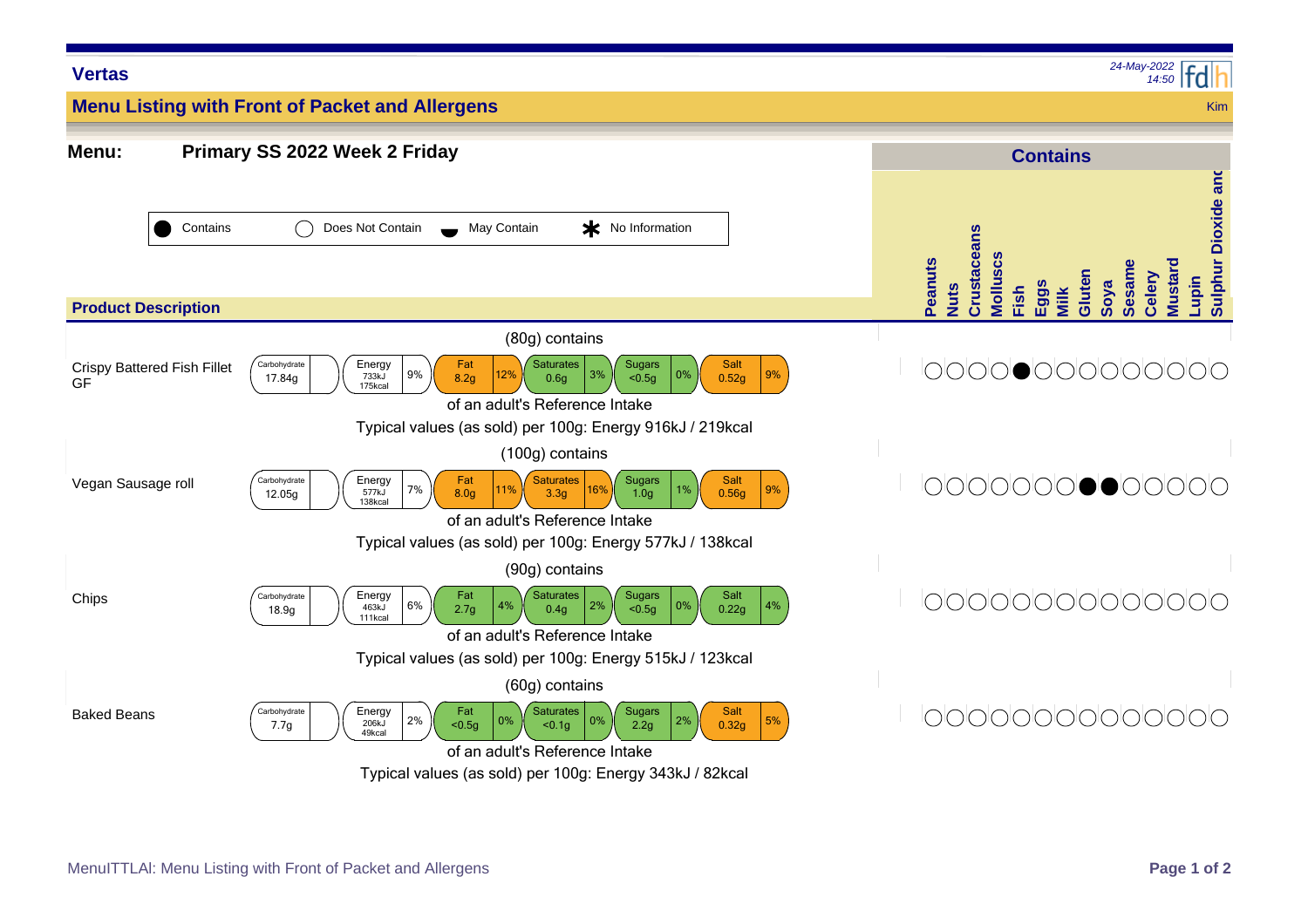# Vertas

## Menu Listing with Front of Packet and Allergens

24-May-2022 14:50

Kim

**Menu:** **Primary SS 2022 Week 2 Friday**

Key: ● Contains ○ Does Not Contain ◒ May Contain ✱ No Information

| Product Description | Portion | Carbohydrate | Energy | Fat | Saturates | Sugars | Salt | Typical values (as sold) per 100g | Peanuts | Nuts | Crustaceans | Molluscs | Fish | Eggs | Milk | Gluten | Soya | Sesame | Celery | Mustard | Lupin | Sulphur Dioxide and |
|---|---|---|---|---|---|---|---|---|---|---|---|---|---|---|---|---|---|---|---|---|---|---|
| Crispy Battered Fish Fillet GF | (80g) contains | 17.84g | 733kJ 175kcal 9% | 8.2g 12% | 0.6g 3% | <0.5g 0% | 0.52g 9% | Energy 916kJ / 219kcal | ○ | ○ | ○ | ○ | ● | ○ | ○ | ○ | ○ | ○ | ○ | ○ | ○ | ○ |
| Vegan Sausage roll | (100g) contains | 12.05g | 577kJ 138kcal 7% | 8.0g 11% | 3.3g 16% | 1.0g 1% | 0.56g 9% | Energy 577kJ / 138kcal | ○ | ○ | ○ | ○ | ○ | ○ | ○ | ● | ● | ○ | ○ | ○ | ○ | ○ |
| Chips | (90g) contains | 18.9g | 463kJ 111kcal 6% | 2.7g 4% | 0.4g 2% | <0.5g 0% | 0.22g 4% | Energy 515kJ / 123kcal | ○ | ○ | ○ | ○ | ○ | ○ | ○ | ○ | ○ | ○ | ○ | ○ | ○ | ○ |
| Baked Beans | (60g) contains | 7.7g | 206kJ 49kcal 2% | <0.5g 0% | <0.1g 0% | 2.2g 2% | 0.32g 5% | Energy 343kJ / 82kcal | ○ | ○ | ○ | ○ | ○ | ○ | ○ | ○ | ○ | ○ | ○ | ○ | ○ | ○ |

Percentages are of an adult's Reference Intake.

MenuITTLAl: Menu Listing with Front of Packet and Allergens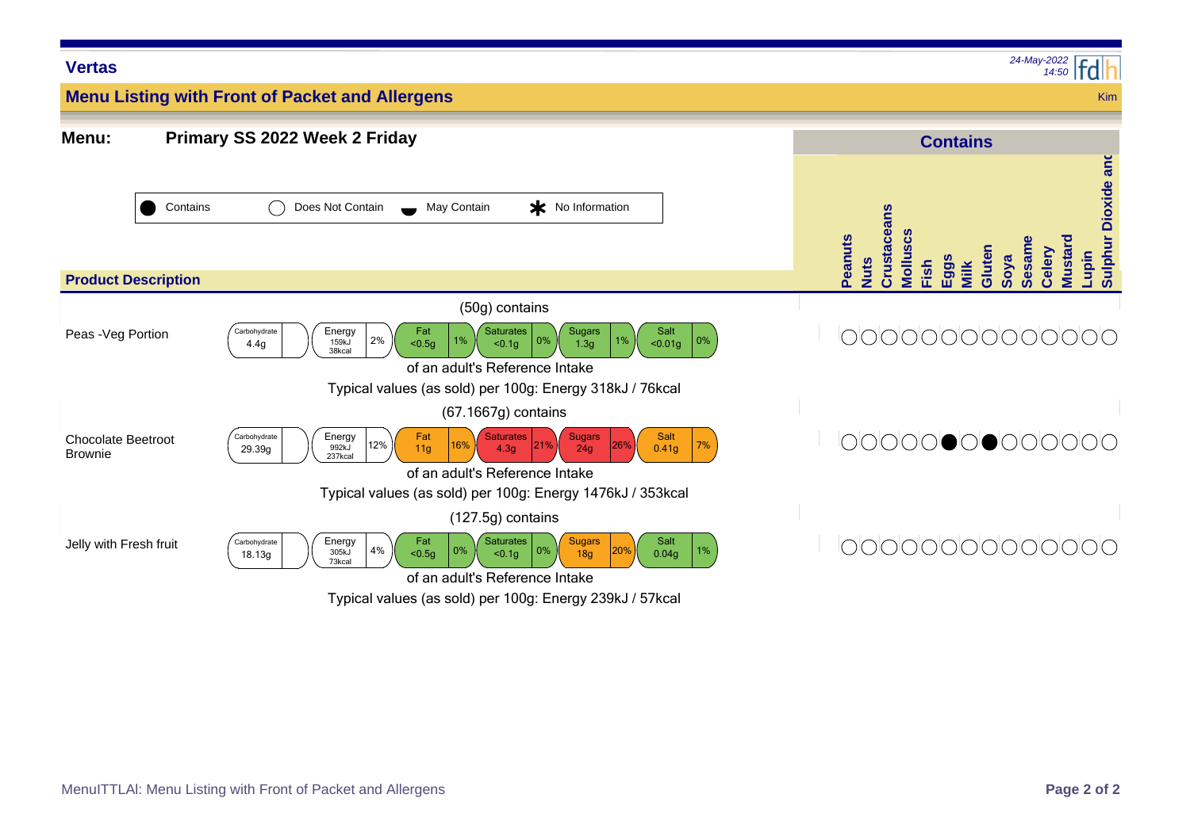# Vertas

*24-May-2022 14:50*

## Menu Listing with Front of Packet and Allergens

Kim

**Menu:** **Primary SS 2022 Week 2 Friday**

Legend: ● Contains | ○ Does Not Contain | ◒ May Contain | ✱ No Information

**Product Description**

| Product | Portion | Carbohydrate | Energy | Fat | Saturates | Sugars | Salt | Typical values (as sold) per 100g |
| --- | --- | --- | --- | --- | --- | --- | --- | --- |
| Peas -Veg Portion | (50g) contains | 4.4g | 159kJ 38kcal 2% | <0.5g 1% | <0.1g 0% | 1.3g 1% | <0.01g 0% | Energy 318kJ / 76kcal |
| Chocolate Beetroot Brownie | (67.1667g) contains | 29.39g | 992kJ 237kcal 12% | 11g 16% | 4.3g 21% | 24g 26% | 0.41g 7% | Energy 1476kJ / 353kcal |
| Jelly with Fresh fruit | (127.5g) contains | 18.13g | 305kJ 73kcal 4% | <0.5g 0% | <0.1g 0% | 18g 20% | 0.04g 1% | Energy 239kJ / 57kcal |

Percentages are of an adult's Reference Intake.

**Contains**

| Product | Peanuts | Nuts | Crustaceans | Molluscs | Fish | Eggs | Milk | Gluten | Soya | Sesame | Celery | Mustard | Lupin | Sulphur Dioxide and |
| --- | --- | --- | --- | --- | --- | --- | --- | --- | --- | --- | --- | --- | --- | --- |
| Peas -Veg Portion | ○ | ○ | ○ | ○ | ○ | ○ | ○ | ○ | ○ | ○ | ○ | ○ | ○ | ○ |
| Chocolate Beetroot Brownie | ○ | ○ | ○ | ○ | ○ | ● | ○ | ● | ○ | ○ | ○ | ○ | ○ | ○ |
| Jelly with Fresh fruit | ○ | ○ | ○ | ○ | ○ | ○ | ○ | ○ | ○ | ○ | ○ | ○ | ○ | ○ |

MenuITTLAl: Menu Listing with Front of Packet and Allergens